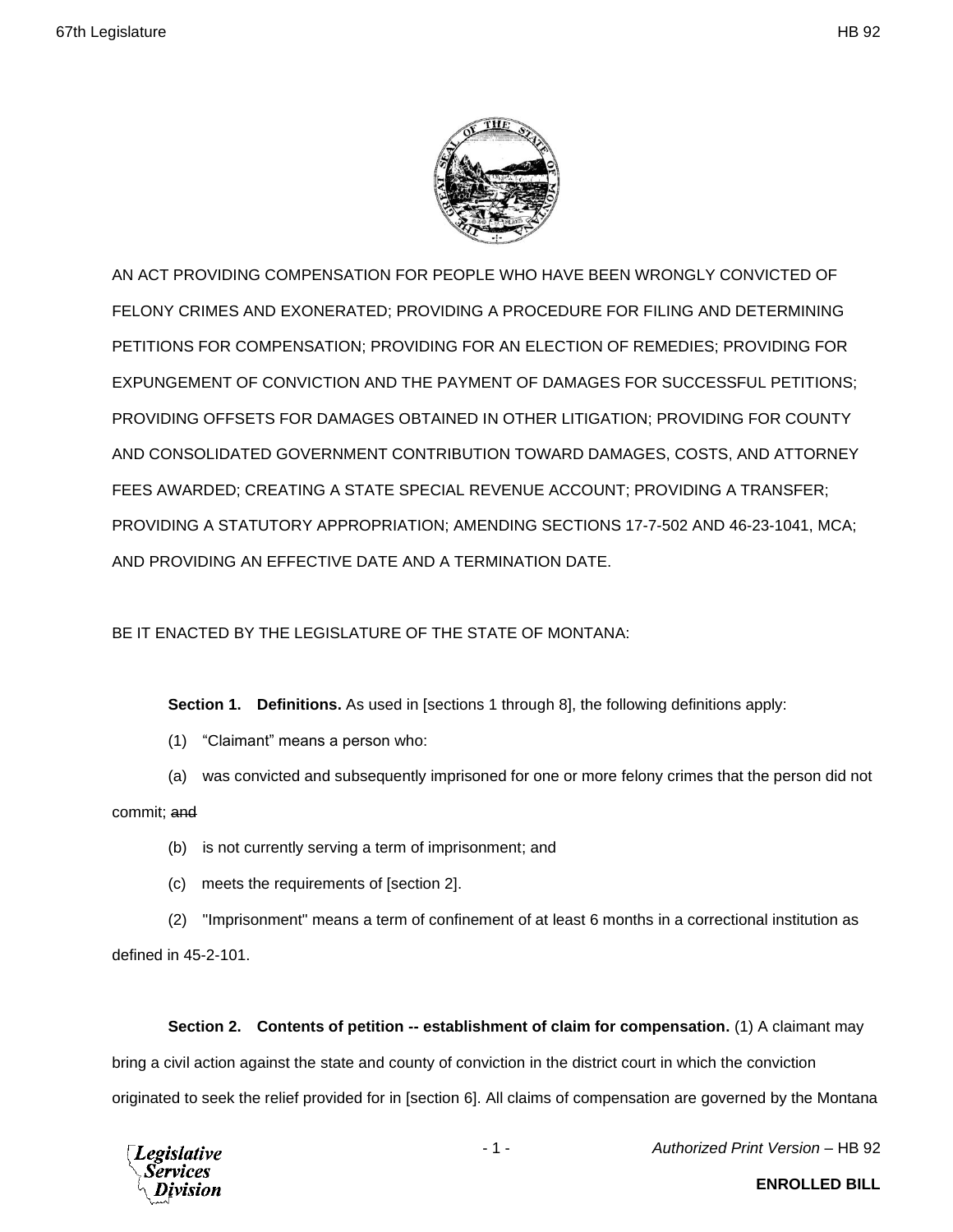AN ACT PROVIDING COMPENSATION FOR PEOPLE WHO HAVE BEEN WRONGLY CONVICTED OF FELONY CRIMES AND EXONERATED; PROVIDING A PROCEDURE FOR FILING AND DETERMINING PETITIONS FOR COMPENSATION; PROVIDING FOR AN ELECTION OF REMEDIES; PROVIDING FOR EXPUNGEMENT OF CONVICTION AND THE PAYMENT OF DAMAGES FOR SUCCESSFUL PETITIONS; PROVIDING OFFSETS FOR DAMAGES OBTAINED IN OTHER LITIGATION; PROVIDING FOR COUNTY AND CONSOLIDATED GOVERNMENT CONTRIBUTION TOWARD DAMAGES, COSTS, AND ATTORNEY FEES AWARDED; CREATING A STATE SPECIAL REVENUE ACCOUNT; PROVIDING A TRANSFER; PROVIDING A STATUTORY APPROPRIATION; AMENDING SECTIONS 17-7-502 AND 46-23-1041, MCA; AND PROVIDING AN EFFECTIVE DATE AND A TERMINATION DATE.

BE IT ENACTED BY THE LEGISLATURE OF THE STATE OF MONTANA:

**Section 1. Definitions.** As used in [sections 1 through 8], the following definitions apply:

(1) "Claimant" means a person who:

(a) was convicted and subsequently imprisoned for one or more felony crimes that the person did not commit; ~~and~~

(b) is not currently serving a term of imprisonment; and

(c) meets the requirements of [section 2].

(2) "Imprisonment" means a term of confinement of at least 6 months in a correctional institution as defined in 45-2-101.

**Section 2. Contents of petition -- establishment of claim for compensation.** (1) A claimant may bring a civil action against the state and county of conviction in the district court in which the conviction originated to seek the relief provided for in [section 6]. All claims of compensation are governed by the Montana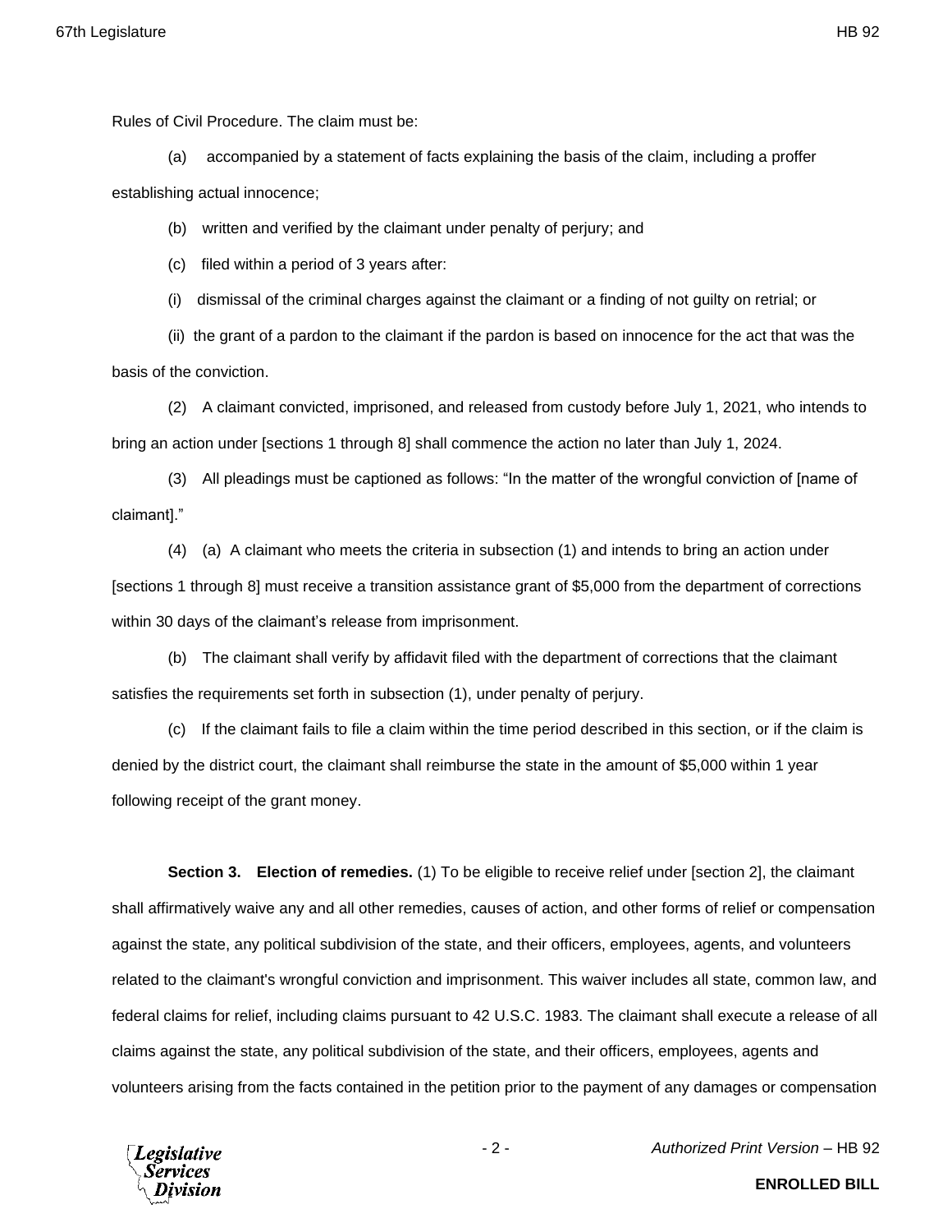Rules of Civil Procedure. The claim must be:

(a) accompanied by a statement of facts explaining the basis of the claim, including a proffer establishing actual innocence;

(b) written and verified by the claimant under penalty of perjury; and

(c) filed within a period of 3 years after:

(i) dismissal of the criminal charges against the claimant or a finding of not guilty on retrial; or

(ii) the grant of a pardon to the claimant if the pardon is based on innocence for the act that was the basis of the conviction.

(2) A claimant convicted, imprisoned, and released from custody before July 1, 2021, who intends to bring an action under [sections 1 through 8] shall commence the action no later than July 1, 2024.

(3) All pleadings must be captioned as follows: "In the matter of the wrongful conviction of [name of claimant]."

(4) (a) A claimant who meets the criteria in subsection (1) and intends to bring an action under [sections 1 through 8] must receive a transition assistance grant of $5,000 from the department of corrections within 30 days of the claimant's release from imprisonment.

(b) The claimant shall verify by affidavit filed with the department of corrections that the claimant satisfies the requirements set forth in subsection (1), under penalty of perjury.

(c) If the claimant fails to file a claim within the time period described in this section, or if the claim is denied by the district court, the claimant shall reimburse the state in the amount of $5,000 within 1 year following receipt of the grant money.

**Section 3. Election of remedies.** (1) To be eligible to receive relief under [section 2], the claimant shall affirmatively waive any and all other remedies, causes of action, and other forms of relief or compensation against the state, any political subdivision of the state, and their officers, employees, agents, and volunteers related to the claimant's wrongful conviction and imprisonment. This waiver includes all state, common law, and federal claims for relief, including claims pursuant to 42 U.S.C. 1983. The claimant shall execute a release of all claims against the state, any political subdivision of the state, and their officers, employees, agents and volunteers arising from the facts contained in the petition prior to the payment of any damages or compensation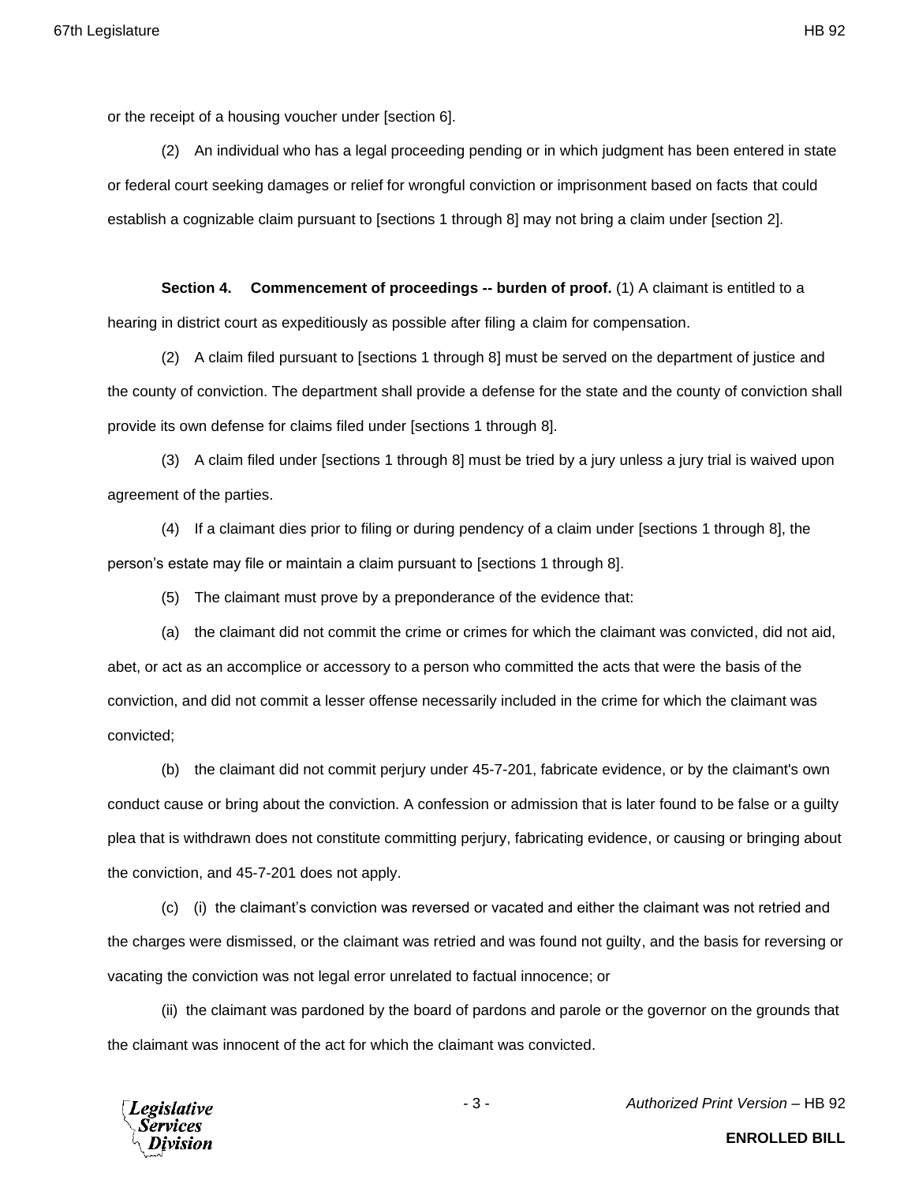or the receipt of a housing voucher under [section 6].

(2) An individual who has a legal proceeding pending or in which judgment has been entered in state or federal court seeking damages or relief for wrongful conviction or imprisonment based on facts that could establish a cognizable claim pursuant to [sections 1 through 8] may not bring a claim under [section 2].

**Section 4. Commencement of proceedings -- burden of proof.** (1) A claimant is entitled to a hearing in district court as expeditiously as possible after filing a claim for compensation.

(2) A claim filed pursuant to [sections 1 through 8] must be served on the department of justice and the county of conviction. The department shall provide a defense for the state and the county of conviction shall provide its own defense for claims filed under [sections 1 through 8].

(3) A claim filed under [sections 1 through 8] must be tried by a jury unless a jury trial is waived upon agreement of the parties.

(4) If a claimant dies prior to filing or during pendency of a claim under [sections 1 through 8], the person's estate may file or maintain a claim pursuant to [sections 1 through 8].

(5) The claimant must prove by a preponderance of the evidence that:

(a) the claimant did not commit the crime or crimes for which the claimant was convicted, did not aid, abet, or act as an accomplice or accessory to a person who committed the acts that were the basis of the conviction, and did not commit a lesser offense necessarily included in the crime for which the claimant was convicted;

(b) the claimant did not commit perjury under 45-7-201, fabricate evidence, or by the claimant's own conduct cause or bring about the conviction. A confession or admission that is later found to be false or a guilty plea that is withdrawn does not constitute committing perjury, fabricating evidence, or causing or bringing about the conviction, and 45-7-201 does not apply.

(c) (i) the claimant's conviction was reversed or vacated and either the claimant was not retried and the charges were dismissed, or the claimant was retried and was found not guilty, and the basis for reversing or vacating the conviction was not legal error unrelated to factual innocence; or

(ii) the claimant was pardoned by the board of pardons and parole or the governor on the grounds that the claimant was innocent of the act for which the claimant was convicted.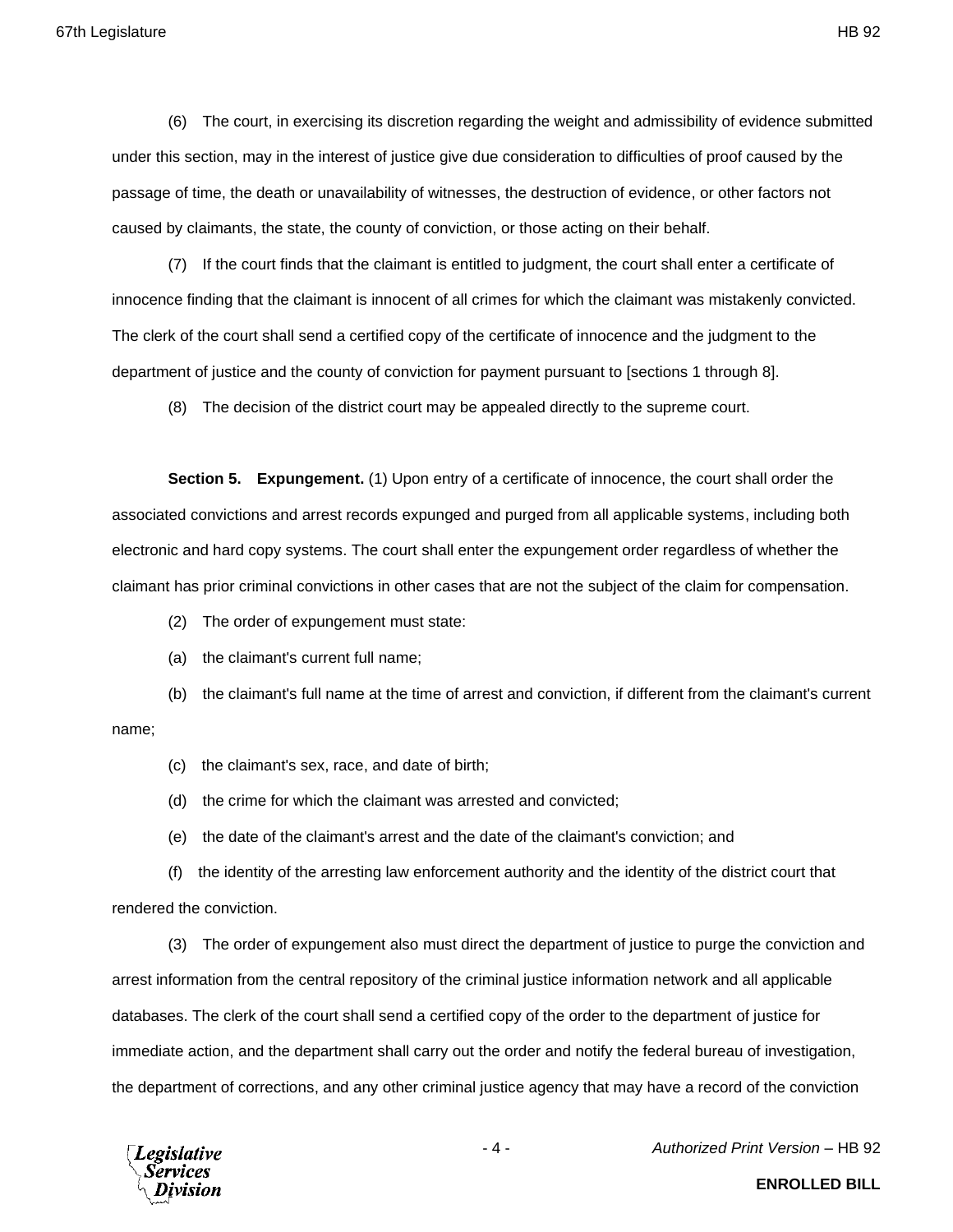(6) The court, in exercising its discretion regarding the weight and admissibility of evidence submitted under this section, may in the interest of justice give due consideration to difficulties of proof caused by the passage of time, the death or unavailability of witnesses, the destruction of evidence, or other factors not caused by claimants, the state, the county of conviction, or those acting on their behalf.

(7) If the court finds that the claimant is entitled to judgment, the court shall enter a certificate of innocence finding that the claimant is innocent of all crimes for which the claimant was mistakenly convicted. The clerk of the court shall send a certified copy of the certificate of innocence and the judgment to the department of justice and the county of conviction for payment pursuant to [sections 1 through 8].

(8) The decision of the district court may be appealed directly to the supreme court.

**Section 5. Expungement.** (1) Upon entry of a certificate of innocence, the court shall order the associated convictions and arrest records expunged and purged from all applicable systems, including both electronic and hard copy systems. The court shall enter the expungement order regardless of whether the claimant has prior criminal convictions in other cases that are not the subject of the claim for compensation.

(2) The order of expungement must state:

(a) the claimant's current full name;

(b) the claimant's full name at the time of arrest and conviction, if different from the claimant's current name;

(c) the claimant's sex, race, and date of birth;

(d) the crime for which the claimant was arrested and convicted;

(e) the date of the claimant's arrest and the date of the claimant's conviction; and

(f) the identity of the arresting law enforcement authority and the identity of the district court that rendered the conviction.

(3) The order of expungement also must direct the department of justice to purge the conviction and arrest information from the central repository of the criminal justice information network and all applicable databases. The clerk of the court shall send a certified copy of the order to the department of justice for immediate action, and the department shall carry out the order and notify the federal bureau of investigation, the department of corrections, and any other criminal justice agency that may have a record of the conviction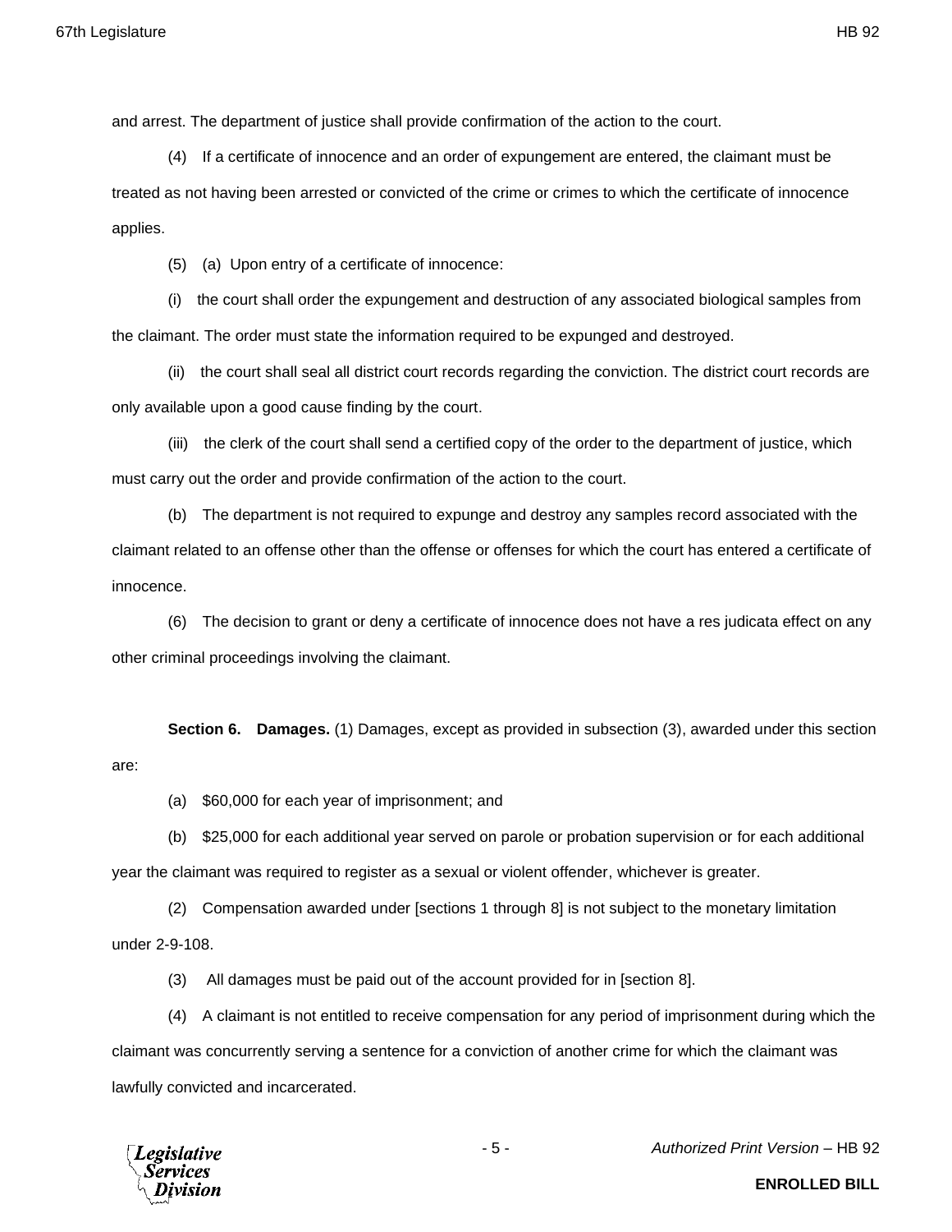and arrest. The department of justice shall provide confirmation of the action to the court.

(4) If a certificate of innocence and an order of expungement are entered, the claimant must be treated as not having been arrested or convicted of the crime or crimes to which the certificate of innocence applies.

(5) (a) Upon entry of a certificate of innocence:

(i) the court shall order the expungement and destruction of any associated biological samples from the claimant. The order must state the information required to be expunged and destroyed.

(ii) the court shall seal all district court records regarding the conviction. The district court records are only available upon a good cause finding by the court.

(iii) the clerk of the court shall send a certified copy of the order to the department of justice, which must carry out the order and provide confirmation of the action to the court.

(b) The department is not required to expunge and destroy any samples record associated with the claimant related to an offense other than the offense or offenses for which the court has entered a certificate of innocence.

(6) The decision to grant or deny a certificate of innocence does not have a res judicata effect on any other criminal proceedings involving the claimant.

**Section 6. Damages.** (1) Damages, except as provided in subsection (3), awarded under this section are:

(a) $60,000 for each year of imprisonment; and

(b) $25,000 for each additional year served on parole or probation supervision or for each additional year the claimant was required to register as a sexual or violent offender, whichever is greater.

(2) Compensation awarded under [sections 1 through 8] is not subject to the monetary limitation under 2-9-108.

(3) All damages must be paid out of the account provided for in [section 8].

(4) A claimant is not entitled to receive compensation for any period of imprisonment during which the claimant was concurrently serving a sentence for a conviction of another crime for which the claimant was lawfully convicted and incarcerated.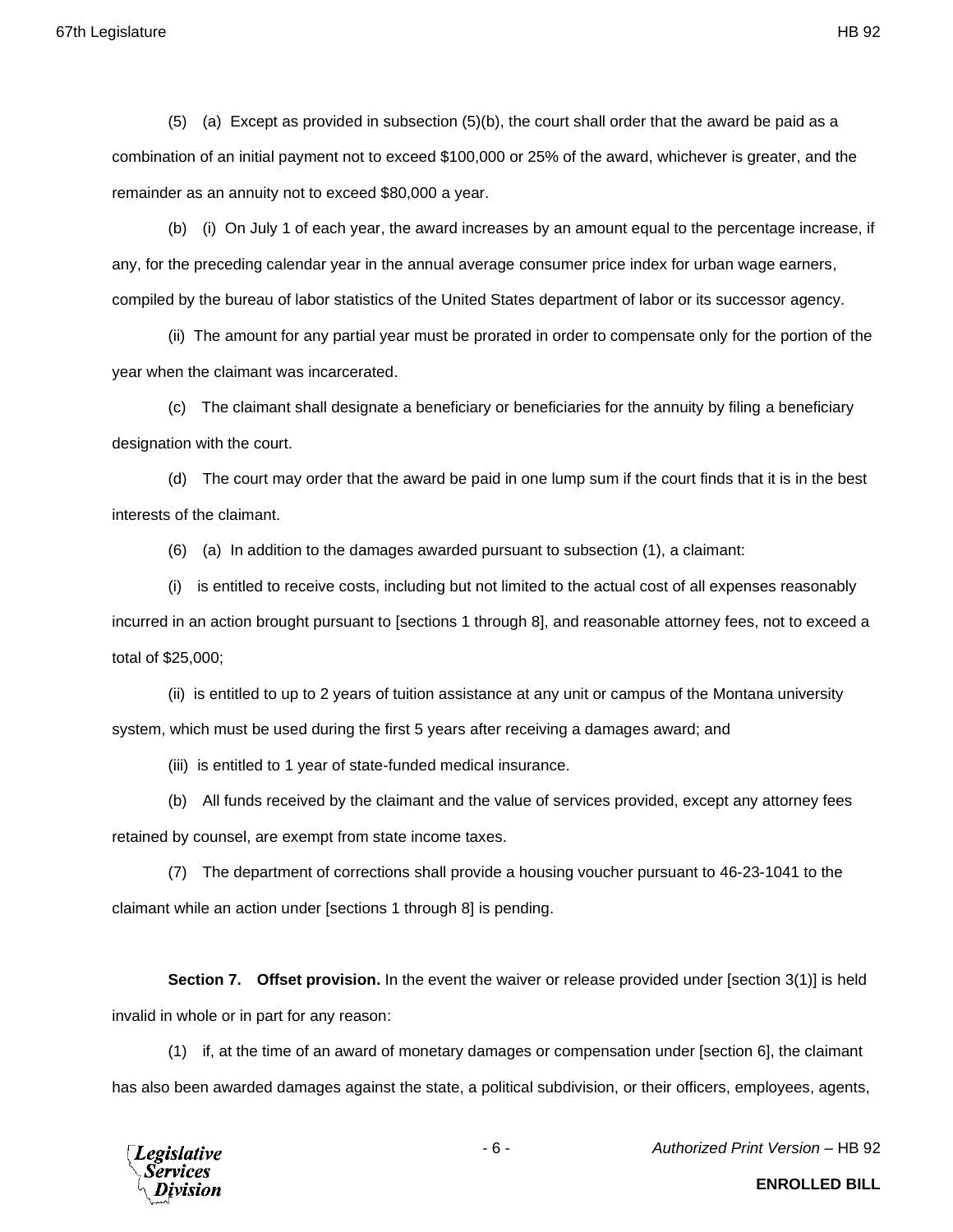(5) (a) Except as provided in subsection (5)(b), the court shall order that the award be paid as a combination of an initial payment not to exceed $100,000 or 25% of the award, whichever is greater, and the remainder as an annuity not to exceed $80,000 a year.

(b) (i) On July 1 of each year, the award increases by an amount equal to the percentage increase, if any, for the preceding calendar year in the annual average consumer price index for urban wage earners, compiled by the bureau of labor statistics of the United States department of labor or its successor agency.

(ii) The amount for any partial year must be prorated in order to compensate only for the portion of the year when the claimant was incarcerated.

(c) The claimant shall designate a beneficiary or beneficiaries for the annuity by filing a beneficiary designation with the court.

(d) The court may order that the award be paid in one lump sum if the court finds that it is in the best interests of the claimant.

(6) (a) In addition to the damages awarded pursuant to subsection (1), a claimant:

(i) is entitled to receive costs, including but not limited to the actual cost of all expenses reasonably incurred in an action brought pursuant to [sections 1 through 8], and reasonable attorney fees, not to exceed a total of $25,000;

(ii) is entitled to up to 2 years of tuition assistance at any unit or campus of the Montana university system, which must be used during the first 5 years after receiving a damages award; and

(iii) is entitled to 1 year of state-funded medical insurance.

(b) All funds received by the claimant and the value of services provided, except any attorney fees retained by counsel, are exempt from state income taxes.

(7) The department of corrections shall provide a housing voucher pursuant to 46-23-1041 to the claimant while an action under [sections 1 through 8] is pending.

**Section 7. Offset provision.** In the event the waiver or release provided under [section 3(1)] is held invalid in whole or in part for any reason:

(1) if, at the time of an award of monetary damages or compensation under [section 6], the claimant has also been awarded damages against the state, a political subdivision, or their officers, employees, agents,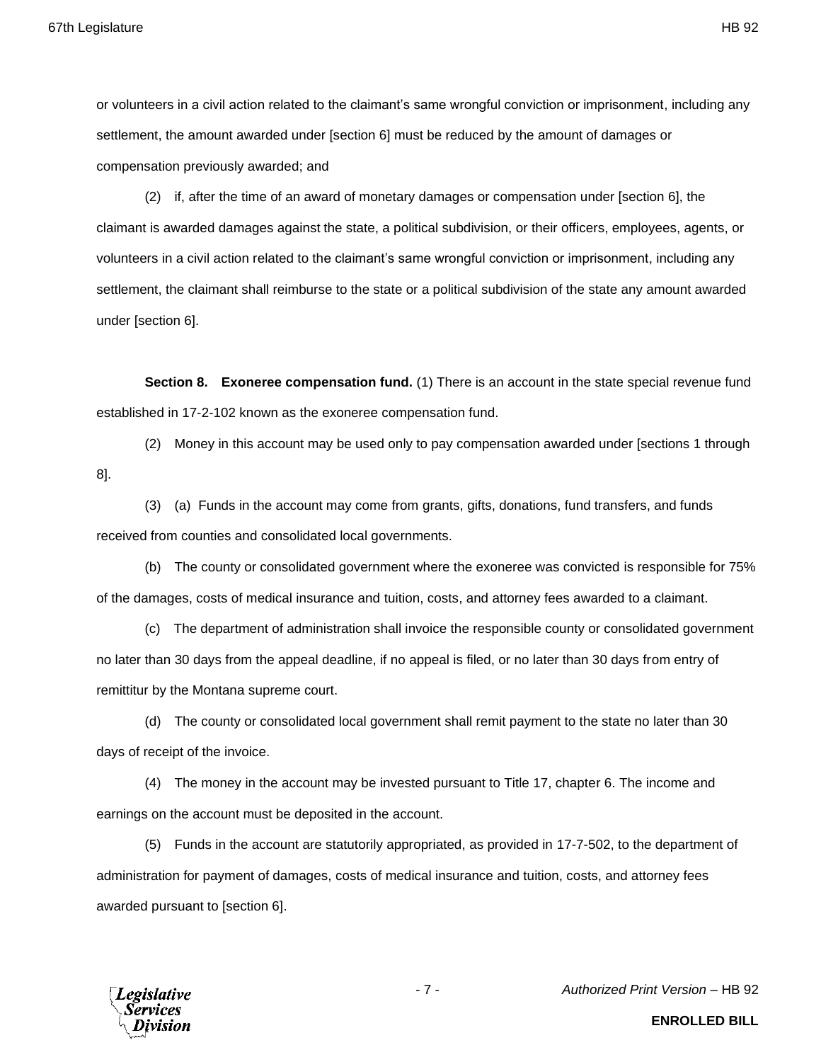or volunteers in a civil action related to the claimant's same wrongful conviction or imprisonment, including any settlement, the amount awarded under [section 6] must be reduced by the amount of damages or compensation previously awarded; and

(2) if, after the time of an award of monetary damages or compensation under [section 6], the claimant is awarded damages against the state, a political subdivision, or their officers, employees, agents, or volunteers in a civil action related to the claimant's same wrongful conviction or imprisonment, including any settlement, the claimant shall reimburse to the state or a political subdivision of the state any amount awarded under [section 6].

**Section 8. Exoneree compensation fund.** (1) There is an account in the state special revenue fund established in 17-2-102 known as the exoneree compensation fund.

(2) Money in this account may be used only to pay compensation awarded under [sections 1 through 8].

(3) (a) Funds in the account may come from grants, gifts, donations, fund transfers, and funds received from counties and consolidated local governments.

(b) The county or consolidated government where the exoneree was convicted is responsible for 75% of the damages, costs of medical insurance and tuition, costs, and attorney fees awarded to a claimant.

(c) The department of administration shall invoice the responsible county or consolidated government no later than 30 days from the appeal deadline, if no appeal is filed, or no later than 30 days from entry of remittitur by the Montana supreme court.

(d) The county or consolidated local government shall remit payment to the state no later than 30 days of receipt of the invoice.

(4) The money in the account may be invested pursuant to Title 17, chapter 6. The income and earnings on the account must be deposited in the account.

(5) Funds in the account are statutorily appropriated, as provided in 17-7-502, to the department of administration for payment of damages, costs of medical insurance and tuition, costs, and attorney fees awarded pursuant to [section 6].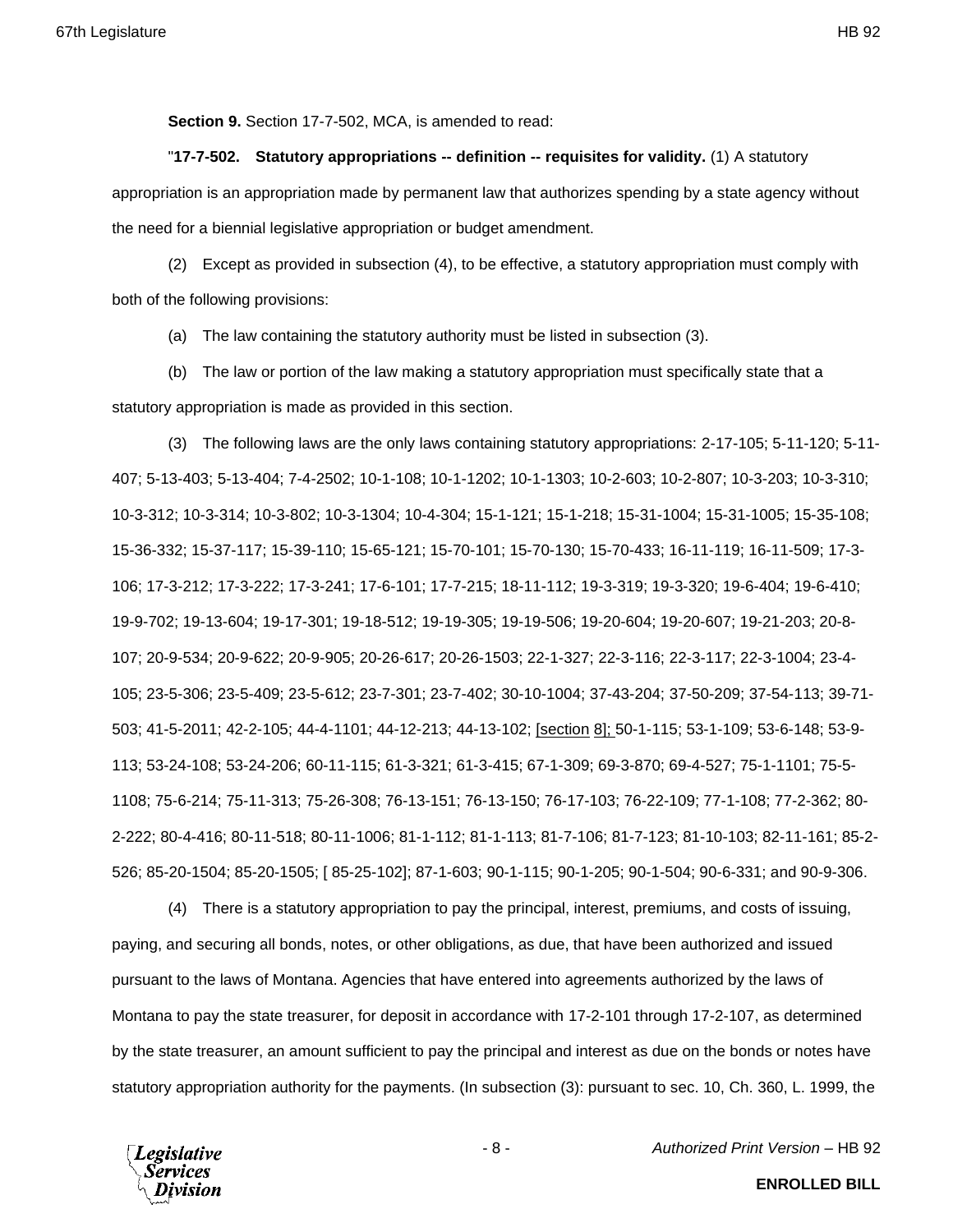**Section 9.** Section 17-7-502, MCA, is amended to read:

"**17-7-502. Statutory appropriations -- definition -- requisites for validity.** (1) A statutory appropriation is an appropriation made by permanent law that authorizes spending by a state agency without the need for a biennial legislative appropriation or budget amendment.

(2) Except as provided in subsection (4), to be effective, a statutory appropriation must comply with both of the following provisions:

(a) The law containing the statutory authority must be listed in subsection (3).

(b) The law or portion of the law making a statutory appropriation must specifically state that a statutory appropriation is made as provided in this section.

(3) The following laws are the only laws containing statutory appropriations: 2-17-105; 5-11-120; 5-11-407; 5-13-403; 5-13-404; 7-4-2502; 10-1-108; 10-1-1202; 10-1-1303; 10-2-603; 10-2-807; 10-3-203; 10-3-310; 10-3-312; 10-3-314; 10-3-802; 10-3-1304; 10-4-304; 15-1-121; 15-1-218; 15-31-1004; 15-31-1005; 15-35-108; 15-36-332; 15-37-117; 15-39-110; 15-65-121; 15-70-101; 15-70-130; 15-70-433; 16-11-119; 16-11-509; 17-3-106; 17-3-212; 17-3-222; 17-3-241; 17-6-101; 17-7-215; 18-11-112; 19-3-319; 19-3-320; 19-6-404; 19-6-410; 19-9-702; 19-13-604; 19-17-301; 19-18-512; 19-19-305; 19-19-506; 19-20-604; 19-20-607; 19-21-203; 20-8-107; 20-9-534; 20-9-622; 20-9-905; 20-26-617; 20-26-1503; 22-1-327; 22-3-116; 22-3-117; 22-3-1004; 23-4-105; 23-5-306; 23-5-409; 23-5-612; 23-7-301; 23-7-402; 30-10-1004; 37-43-204; 37-50-209; 37-54-113; 39-71-503; 41-5-2011; 42-2-105; 44-4-1101; 44-12-213; 44-13-102; [section 8]; 50-1-115; 53-1-109; 53-6-148; 53-9-113; 53-24-108; 53-24-206; 60-11-115; 61-3-321; 61-3-415; 67-1-309; 69-3-870; 69-4-527; 75-1-1101; 75-5-1108; 75-6-214; 75-11-313; 75-26-308; 76-13-151; 76-13-150; 76-17-103; 76-22-109; 77-1-108; 77-2-362; 80-2-222; 80-4-416; 80-11-518; 80-11-1006; 81-1-112; 81-1-113; 81-7-106; 81-7-123; 81-10-103; 82-11-161; 85-2-526; 85-20-1504; 85-20-1505; [ 85-25-102]; 87-1-603; 90-1-115; 90-1-205; 90-1-504; 90-6-331; and 90-9-306.

(4) There is a statutory appropriation to pay the principal, interest, premiums, and costs of issuing, paying, and securing all bonds, notes, or other obligations, as due, that have been authorized and issued pursuant to the laws of Montana. Agencies that have entered into agreements authorized by the laws of Montana to pay the state treasurer, for deposit in accordance with 17-2-101 through 17-2-107, as determined by the state treasurer, an amount sufficient to pay the principal and interest as due on the bonds or notes have statutory appropriation authority for the payments. (In subsection (3): pursuant to sec. 10, Ch. 360, L. 1999, the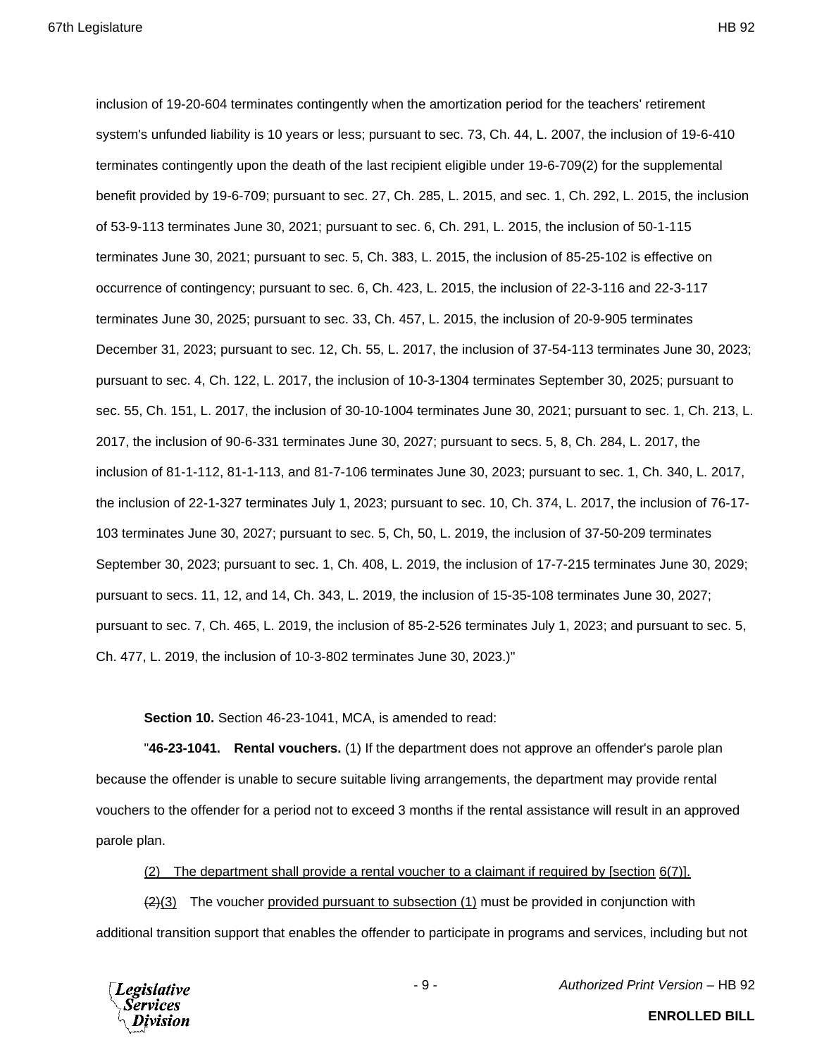inclusion of 19-20-604 terminates contingently when the amortization period for the teachers' retirement system's unfunded liability is 10 years or less; pursuant to sec. 73, Ch. 44, L. 2007, the inclusion of 19-6-410 terminates contingently upon the death of the last recipient eligible under 19-6-709(2) for the supplemental benefit provided by 19-6-709; pursuant to sec. 27, Ch. 285, L. 2015, and sec. 1, Ch. 292, L. 2015, the inclusion of 53-9-113 terminates June 30, 2021; pursuant to sec. 6, Ch. 291, L. 2015, the inclusion of 50-1-115 terminates June 30, 2021; pursuant to sec. 5, Ch. 383, L. 2015, the inclusion of 85-25-102 is effective on occurrence of contingency; pursuant to sec. 6, Ch. 423, L. 2015, the inclusion of 22-3-116 and 22-3-117 terminates June 30, 2025; pursuant to sec. 33, Ch. 457, L. 2015, the inclusion of 20-9-905 terminates December 31, 2023; pursuant to sec. 12, Ch. 55, L. 2017, the inclusion of 37-54-113 terminates June 30, 2023; pursuant to sec. 4, Ch. 122, L. 2017, the inclusion of 10-3-1304 terminates September 30, 2025; pursuant to sec. 55, Ch. 151, L. 2017, the inclusion of 30-10-1004 terminates June 30, 2021; pursuant to sec. 1, Ch. 213, L. 2017, the inclusion of 90-6-331 terminates June 30, 2027; pursuant to secs. 5, 8, Ch. 284, L. 2017, the inclusion of 81-1-112, 81-1-113, and 81-7-106 terminates June 30, 2023; pursuant to sec. 1, Ch. 340, L. 2017, the inclusion of 22-1-327 terminates July 1, 2023; pursuant to sec. 10, Ch. 374, L. 2017, the inclusion of 76-17-103 terminates June 30, 2027; pursuant to sec. 5, Ch, 50, L. 2019, the inclusion of 37-50-209 terminates September 30, 2023; pursuant to sec. 1, Ch. 408, L. 2019, the inclusion of 17-7-215 terminates June 30, 2029; pursuant to secs. 11, 12, and 14, Ch. 343, L. 2019, the inclusion of 15-35-108 terminates June 30, 2027; pursuant to sec. 7, Ch. 465, L. 2019, the inclusion of 85-2-526 terminates July 1, 2023; and pursuant to sec. 5, Ch. 477, L. 2019, the inclusion of 10-3-802 terminates June 30, 2023.)"

**Section 10.** Section 46-23-1041, MCA, is amended to read:

"**46-23-1041. Rental vouchers.** (1) If the department does not approve an offender's parole plan because the offender is unable to secure suitable living arrangements, the department may provide rental vouchers to the offender for a period not to exceed 3 months if the rental assistance will result in an approved parole plan.

<u>(2) The department shall provide a rental voucher to a claimant if required by [section 6(7)].</u>

~~(2)~~<u>(3)</u> The voucher <u>provided pursuant to subsection (1)</u> must be provided in conjunction with additional transition support that enables the offender to participate in programs and services, including but not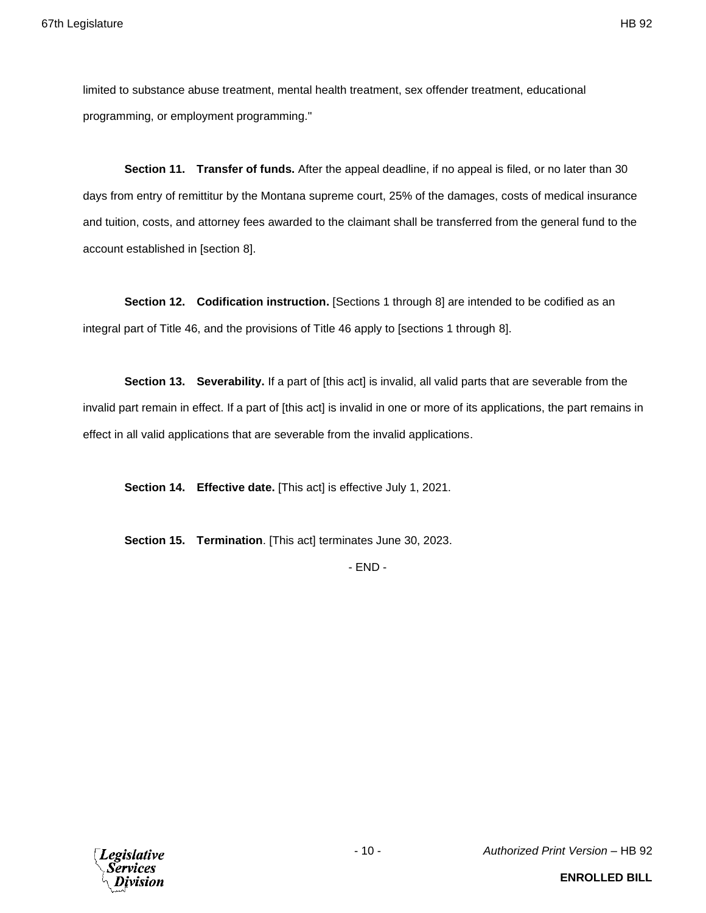limited to substance abuse treatment, mental health treatment, sex offender treatment, educational programming, or employment programming."

**Section 11. Transfer of funds.** After the appeal deadline, if no appeal is filed, or no later than 30 days from entry of remittitur by the Montana supreme court, 25% of the damages, costs of medical insurance and tuition, costs, and attorney fees awarded to the claimant shall be transferred from the general fund to the account established in [section 8].

**Section 12. Codification instruction.** [Sections 1 through 8] are intended to be codified as an integral part of Title 46, and the provisions of Title 46 apply to [sections 1 through 8].

**Section 13. Severability.** If a part of [this act] is invalid, all valid parts that are severable from the invalid part remain in effect. If a part of [this act] is invalid in one or more of its applications, the part remains in effect in all valid applications that are severable from the invalid applications.

**Section 14. Effective date.** [This act] is effective July 1, 2021.

**Section 15. Termination**. [This act] terminates June 30, 2023.

- END -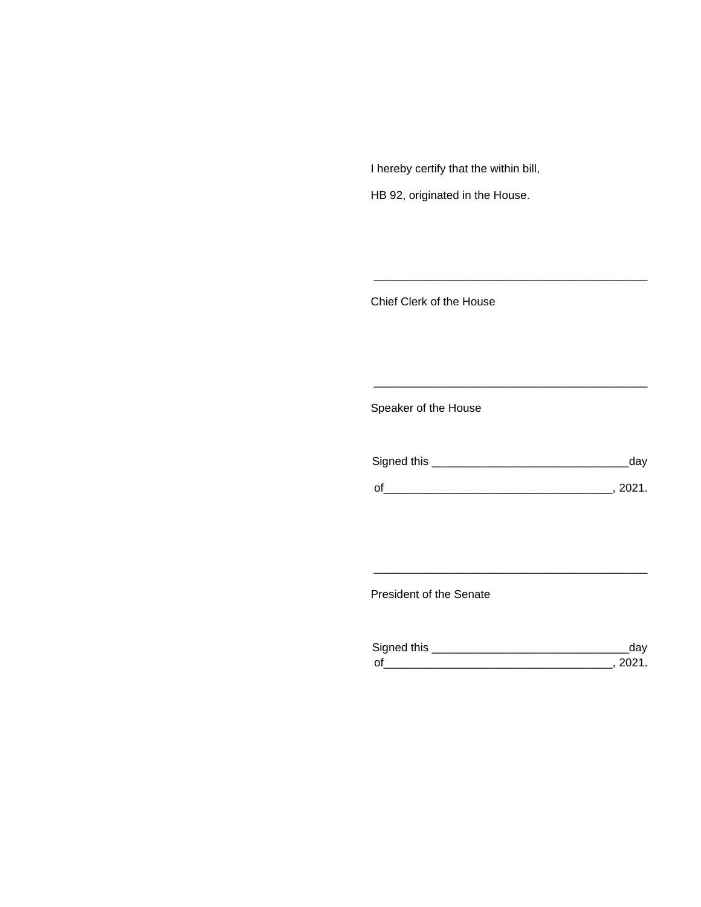I hereby certify that the within bill,

HB 92, originated in the House.

\_\_\_\_\_\_\_\_\_\_\_\_\_\_\_\_\_\_\_\_\_\_\_\_\_\_\_\_\_\_\_\_\_\_\_\_\_\_\_\_\_\_\_\_

Chief Clerk of the House

\_\_\_\_\_\_\_\_\_\_\_\_\_\_\_\_\_\_\_\_\_\_\_\_\_\_\_\_\_\_\_\_\_\_\_\_\_\_\_\_\_\_\_\_

Speaker of the House

Signed this \_\_\_\_\_\_\_\_\_\_\_\_\_\_\_\_\_\_\_\_\_\_\_\_\_\_\_\_\_\_\_day

of\_\_\_\_\_\_\_\_\_\_\_\_\_\_\_\_\_\_\_\_\_\_\_\_\_\_\_\_\_\_\_\_\_\_\_, 2021.

\_\_\_\_\_\_\_\_\_\_\_\_\_\_\_\_\_\_\_\_\_\_\_\_\_\_\_\_\_\_\_\_\_\_\_\_\_\_\_\_\_\_\_\_

President of the Senate

Signed this \_\_\_\_\_\_\_\_\_\_\_\_\_\_\_\_\_\_\_\_\_\_\_\_\_\_\_\_\_\_\_day
of\_\_\_\_\_\_\_\_\_\_\_\_\_\_\_\_\_\_\_\_\_\_\_\_\_\_\_\_\_\_\_\_\_\_\_, 2021.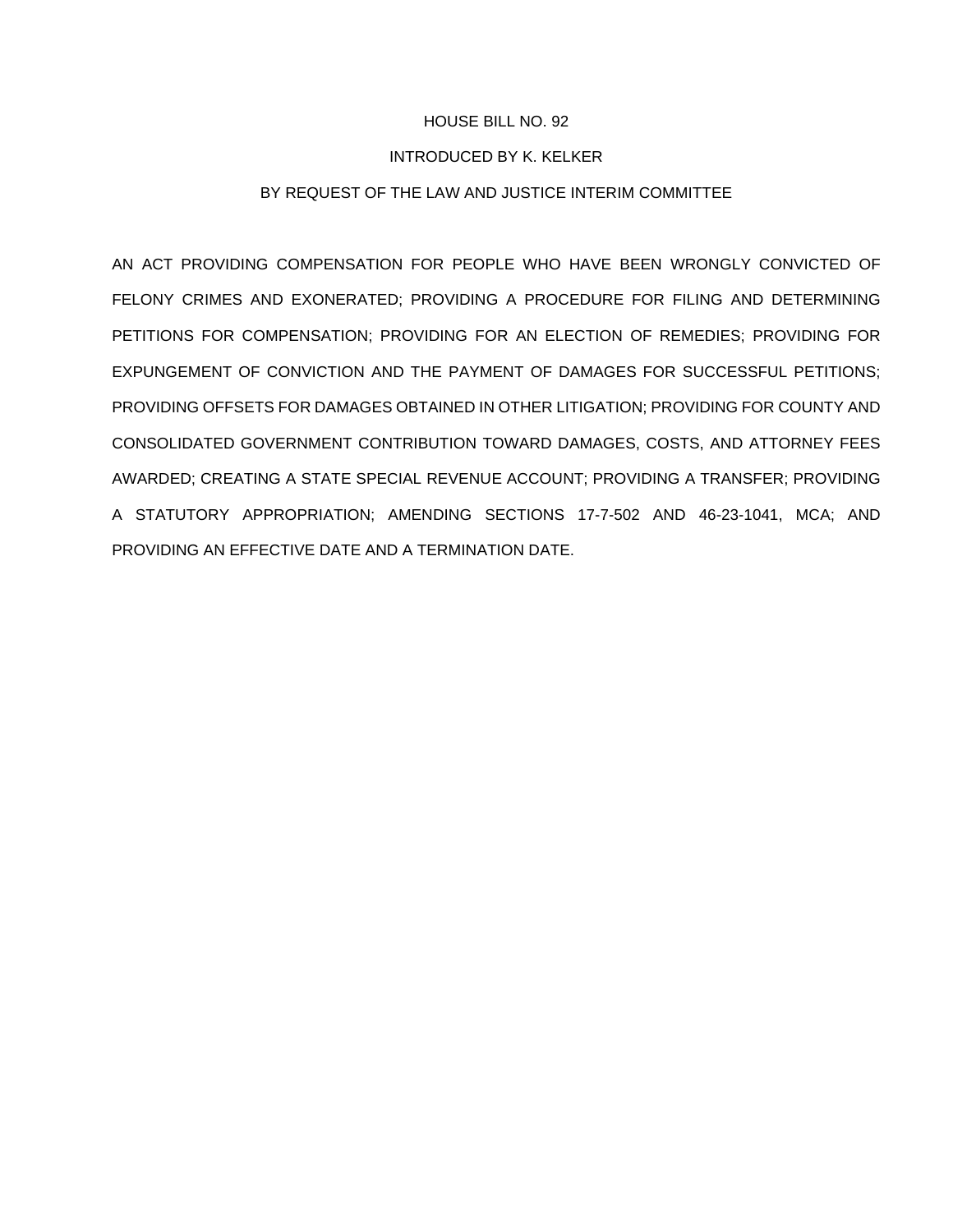HOUSE BILL NO. 92

INTRODUCED BY K. KELKER

BY REQUEST OF THE LAW AND JUSTICE INTERIM COMMITTEE

AN ACT PROVIDING COMPENSATION FOR PEOPLE WHO HAVE BEEN WRONGLY CONVICTED OF FELONY CRIMES AND EXONERATED; PROVIDING A PROCEDURE FOR FILING AND DETERMINING PETITIONS FOR COMPENSATION; PROVIDING FOR AN ELECTION OF REMEDIES; PROVIDING FOR EXPUNGEMENT OF CONVICTION AND THE PAYMENT OF DAMAGES FOR SUCCESSFUL PETITIONS; PROVIDING OFFSETS FOR DAMAGES OBTAINED IN OTHER LITIGATION; PROVIDING FOR COUNTY AND CONSOLIDATED GOVERNMENT CONTRIBUTION TOWARD DAMAGES, COSTS, AND ATTORNEY FEES AWARDED; CREATING A STATE SPECIAL REVENUE ACCOUNT; PROVIDING A TRANSFER; PROVIDING A STATUTORY APPROPRIATION; AMENDING SECTIONS 17-7-502 AND 46-23-1041, MCA; AND PROVIDING AN EFFECTIVE DATE AND A TERMINATION DATE.